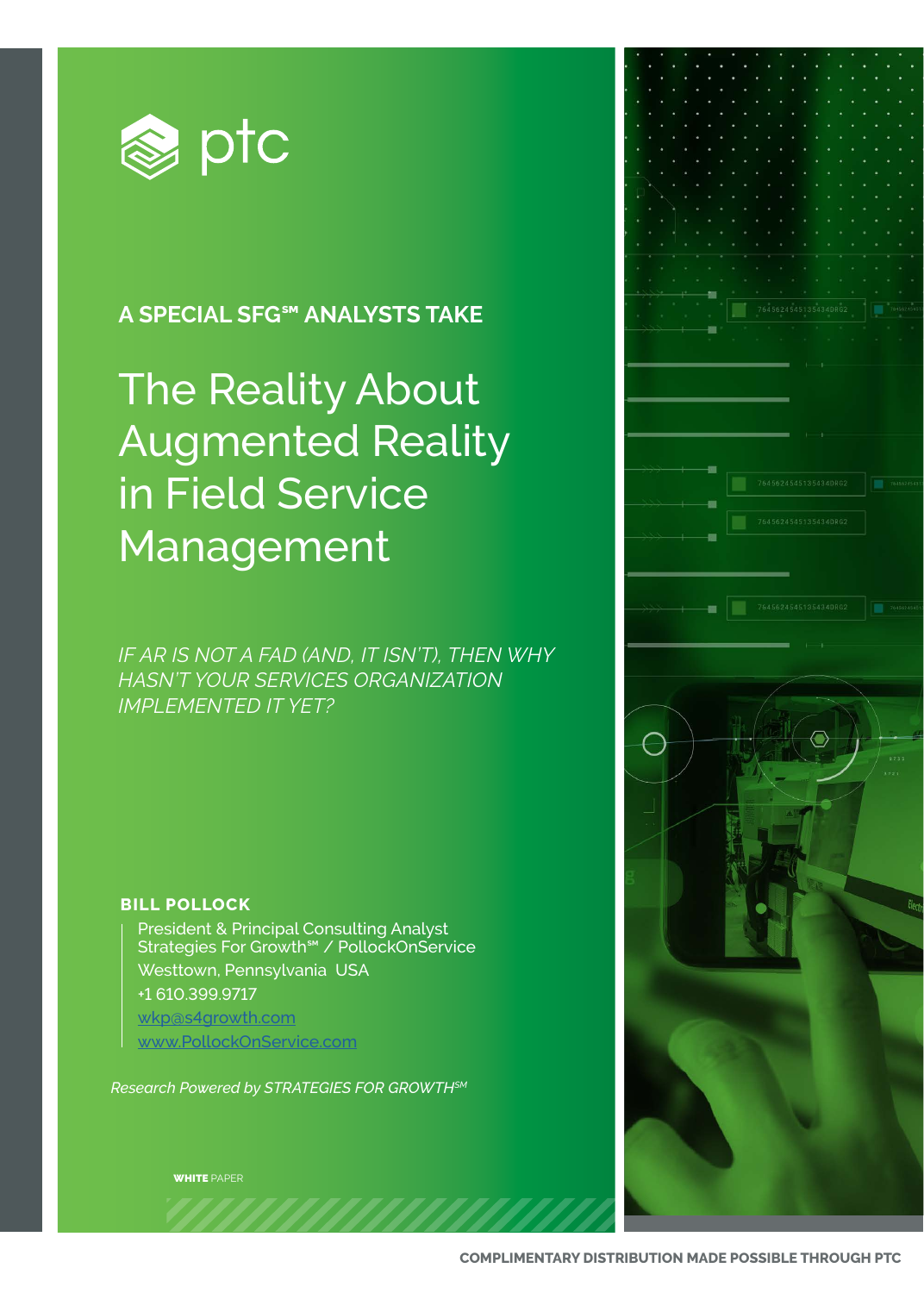ptc

**A SPECIAL SFG℠ ANALYSTS TAKE**

# The Reality About Augmented Reality in Field Service Management

*IF AR IS NOT A FAD (AND, IT ISN'T), THEN WHY HASN'T YOUR SERVICES ORGANIZATION IMPLEMENTED IT YET?*

**BILL POLLOCK**

President & Principal Consulting Analyst
Strategies For Growth℠ / PollockOnService
Westtown, Pennsylvania USA
+1 610.399.9717
wkp@s4growth.com
www.PollockOnService.com

*Research Powered by STRATEGIES FOR GROWTH℠*

**WHITE** PAPER

**COMPLIMENTARY DISTRIBUTION MADE POSSIBLE THROUGH PTC**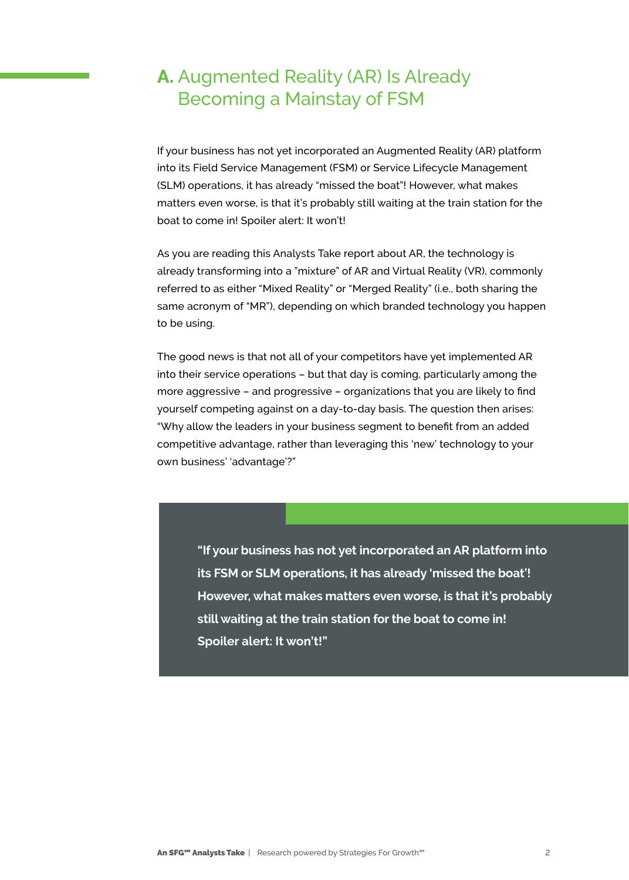## A. Augmented Reality (AR) Is Already Becoming a Mainstay of FSM

If your business has not yet incorporated an Augmented Reality (AR) platform into its Field Service Management (FSM) or Service Lifecycle Management (SLM) operations, it has already "missed the boat"! However, what makes matters even worse, is that it's probably still waiting at the train station for the boat to come in! Spoiler alert: It won't!

As you are reading this Analysts Take report about AR, the technology is already transforming into a "mixture" of AR and Virtual Reality (VR), commonly referred to as either "Mixed Reality" or "Merged Reality" (i.e., both sharing the same acronym of "MR"), depending on which branded technology you happen to be using.

The good news is that not all of your competitors have yet implemented AR into their service operations – but that day is coming, particularly among the more aggressive – and progressive – organizations that you are likely to find yourself competing against on a day-to-day basis. The question then arises: "Why allow the leaders in your business segment to benefit from an added competitive advantage, rather than leveraging this 'new' technology to your own business' 'advantage'?"

> **"If your business has not yet incorporated an AR platform into its FSM or SLM operations, it has already 'missed the boat'! However, what makes matters even worse, is that it's probably still waiting at the train station for the boat to come in! Spoiler alert: It won't!"**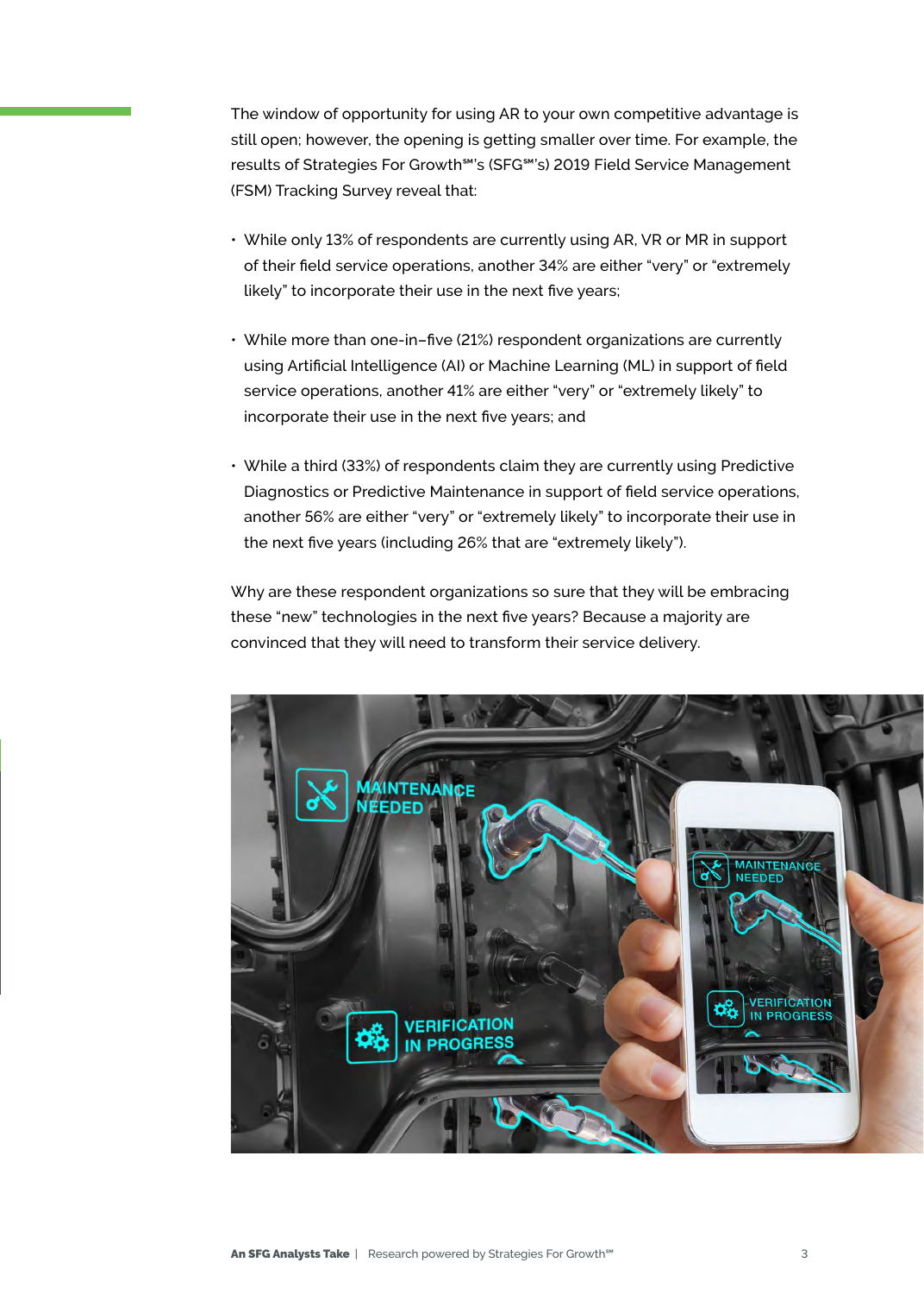The window of opportunity for using AR to your own competitive advantage is still open; however, the opening is getting smaller over time. For example, the results of Strategies For Growth℠'s (SFG℠'s) 2019 Field Service Management (FSM) Tracking Survey reveal that:

- While only 13% of respondents are currently using AR, VR or MR in support of their field service operations, another 34% are either "very" or "extremely likely" to incorporate their use in the next five years;
- While more than one-in-five (21%) respondent organizations are currently using Artificial Intelligence (AI) or Machine Learning (ML) in support of field service operations, another 41% are either "very" or "extremely likely" to incorporate their use in the next five years; and
- While a third (33%) of respondents claim they are currently using Predictive Diagnostics or Predictive Maintenance in support of field service operations, another 56% are either "very" or "extremely likely" to incorporate their use in the next five years (including 26% that are "extremely likely").

Why are these respondent organizations so sure that they will be embracing these "new" technologies in the next five years? Because a majority are convinced that they will need to transform their service delivery.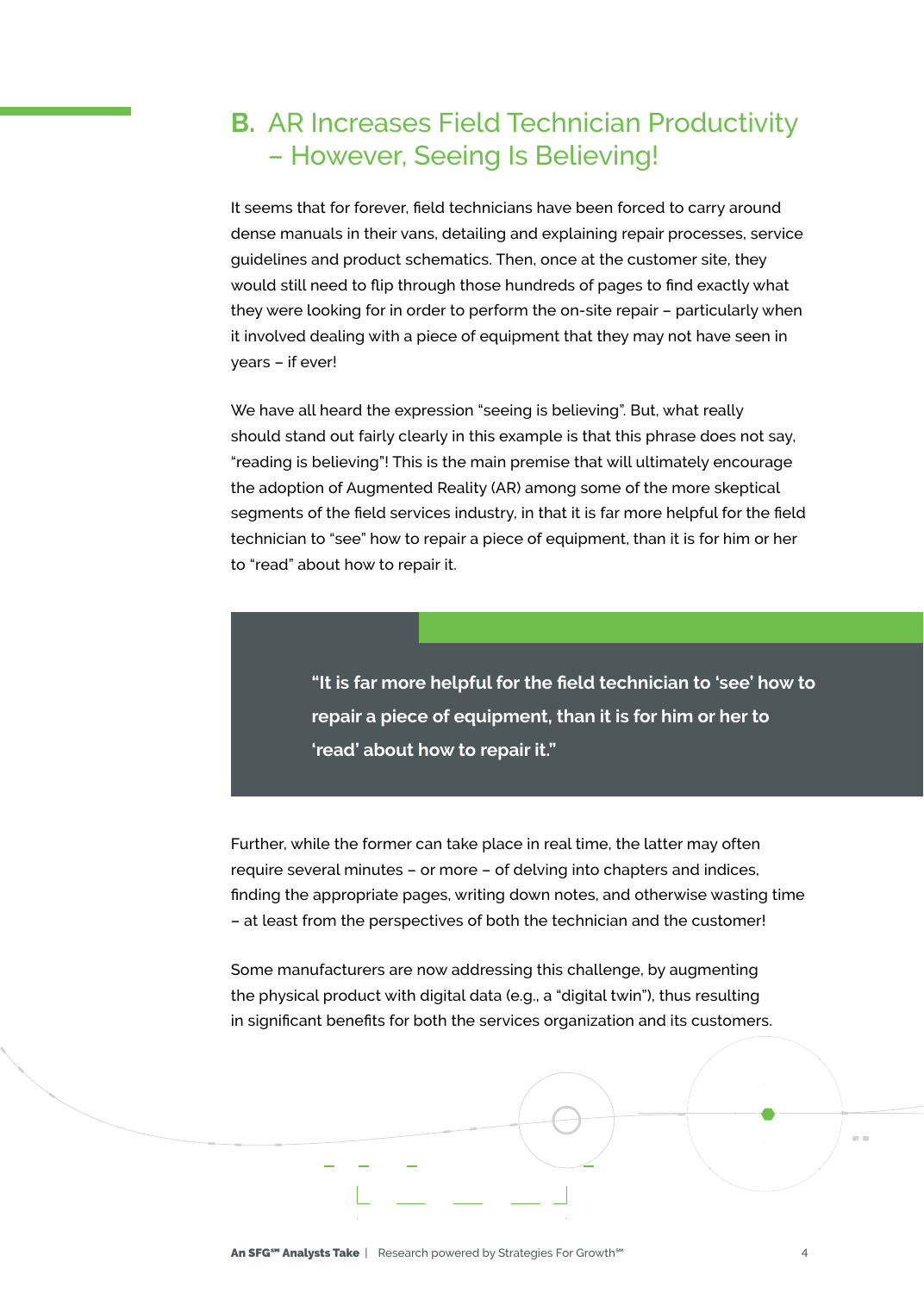## B. AR Increases Field Technician Productivity – However, Seeing Is Believing!

It seems that for forever, field technicians have been forced to carry around dense manuals in their vans, detailing and explaining repair processes, service guidelines and product schematics. Then, once at the customer site, they would still need to flip through those hundreds of pages to find exactly what they were looking for in order to perform the on-site repair – particularly when it involved dealing with a piece of equipment that they may not have seen in years – if ever!

We have all heard the expression "seeing is believing". But, what really should stand out fairly clearly in this example is that this phrase does not say, "reading is believing"! This is the main premise that will ultimately encourage the adoption of Augmented Reality (AR) among some of the more skeptical segments of the field services industry, in that it is far more helpful for the field technician to "see" how to repair a piece of equipment, than it is for him or her to "read" about how to repair it.

> **"It is far more helpful for the field technician to 'see' how to repair a piece of equipment, than it is for him or her to 'read' about how to repair it."**

Further, while the former can take place in real time, the latter may often require several minutes – or more – of delving into chapters and indices, finding the appropriate pages, writing down notes, and otherwise wasting time – at least from the perspectives of both the technician and the customer!

Some manufacturers are now addressing this challenge, by augmenting the physical product with digital data (e.g., a "digital twin"), thus resulting in significant benefits for both the services organization and its customers.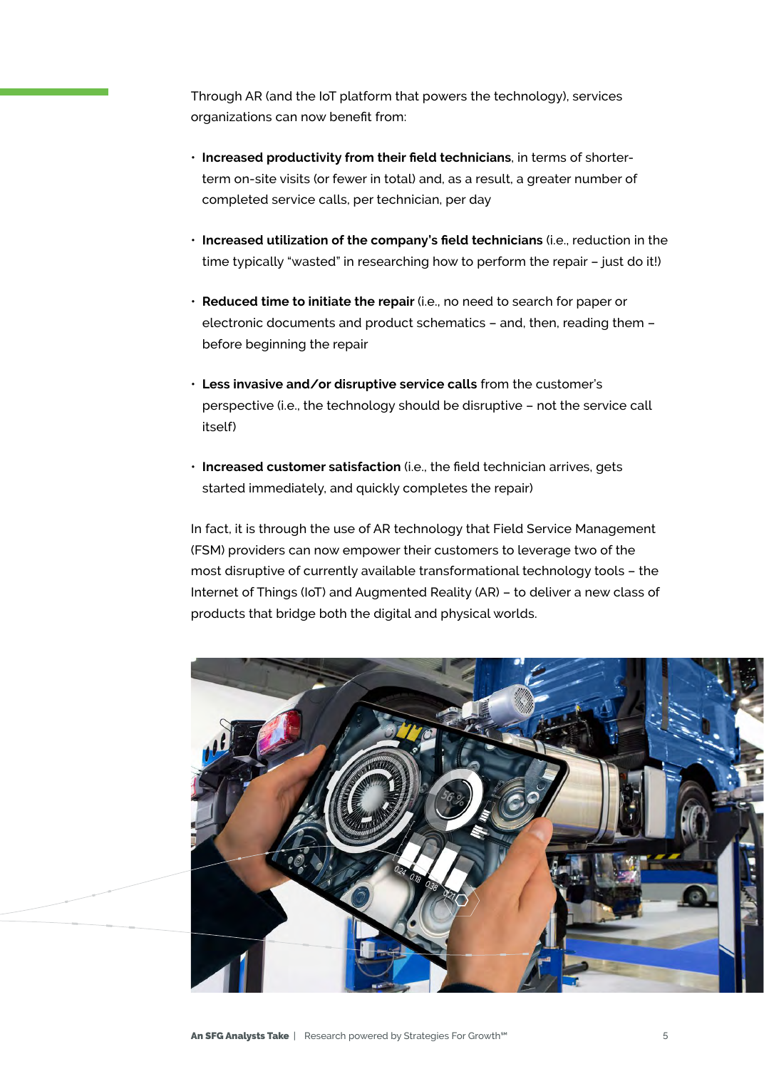Through AR (and the IoT platform that powers the technology), services organizations can now benefit from:

- **Increased productivity from their field technicians**, in terms of shorter-term on-site visits (or fewer in total) and, as a result, a greater number of completed service calls, per technician, per day
- **Increased utilization of the company's field technicians** (i.e., reduction in the time typically "wasted" in researching how to perform the repair – just do it!)
- **Reduced time to initiate the repair** (i.e., no need to search for paper or electronic documents and product schematics – and, then, reading them – before beginning the repair
- **Less invasive and/or disruptive service calls** from the customer's perspective (i.e., the technology should be disruptive – not the service call itself)
- **Increased customer satisfaction** (i.e., the field technician arrives, gets started immediately, and quickly completes the repair)

In fact, it is through the use of AR technology that Field Service Management (FSM) providers can now empower their customers to leverage two of the most disruptive of currently available transformational technology tools – the Internet of Things (IoT) and Augmented Reality (AR) – to deliver a new class of products that bridge both the digital and physical worlds.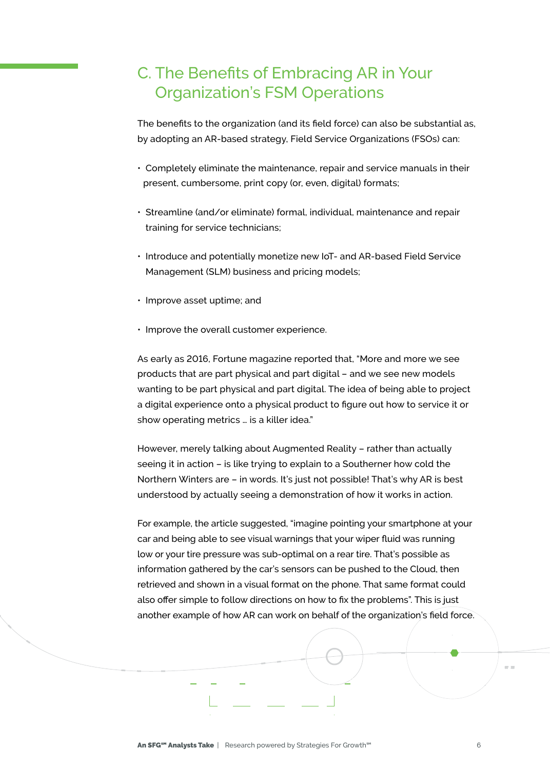## C. The Benefits of Embracing AR in Your Organization's FSM Operations

The benefits to the organization (and its field force) can also be substantial as, by adopting an AR-based strategy, Field Service Organizations (FSOs) can:

- Completely eliminate the maintenance, repair and service manuals in their present, cumbersome, print copy (or, even, digital) formats;
- Streamline (and/or eliminate) formal, individual, maintenance and repair training for service technicians;
- Introduce and potentially monetize new IoT- and AR-based Field Service Management (SLM) business and pricing models;
- Improve asset uptime; and
- Improve the overall customer experience.

As early as 2016, Fortune magazine reported that, "More and more we see products that are part physical and part digital – and we see new models wanting to be part physical and part digital. The idea of being able to project a digital experience onto a physical product to figure out how to service it or show operating metrics … is a killer idea."

However, merely talking about Augmented Reality – rather than actually seeing it in action – is like trying to explain to a Southerner how cold the Northern Winters are – in words. It's just not possible! That's why AR is best understood by actually seeing a demonstration of how it works in action.

For example, the article suggested, "imagine pointing your smartphone at your car and being able to see visual warnings that your wiper fluid was running low or your tire pressure was sub-optimal on a rear tire. That's possible as information gathered by the car's sensors can be pushed to the Cloud, then retrieved and shown in a visual format on the phone. That same format could also offer simple to follow directions on how to fix the problems". This is just another example of how AR can work on behalf of the organization's field force.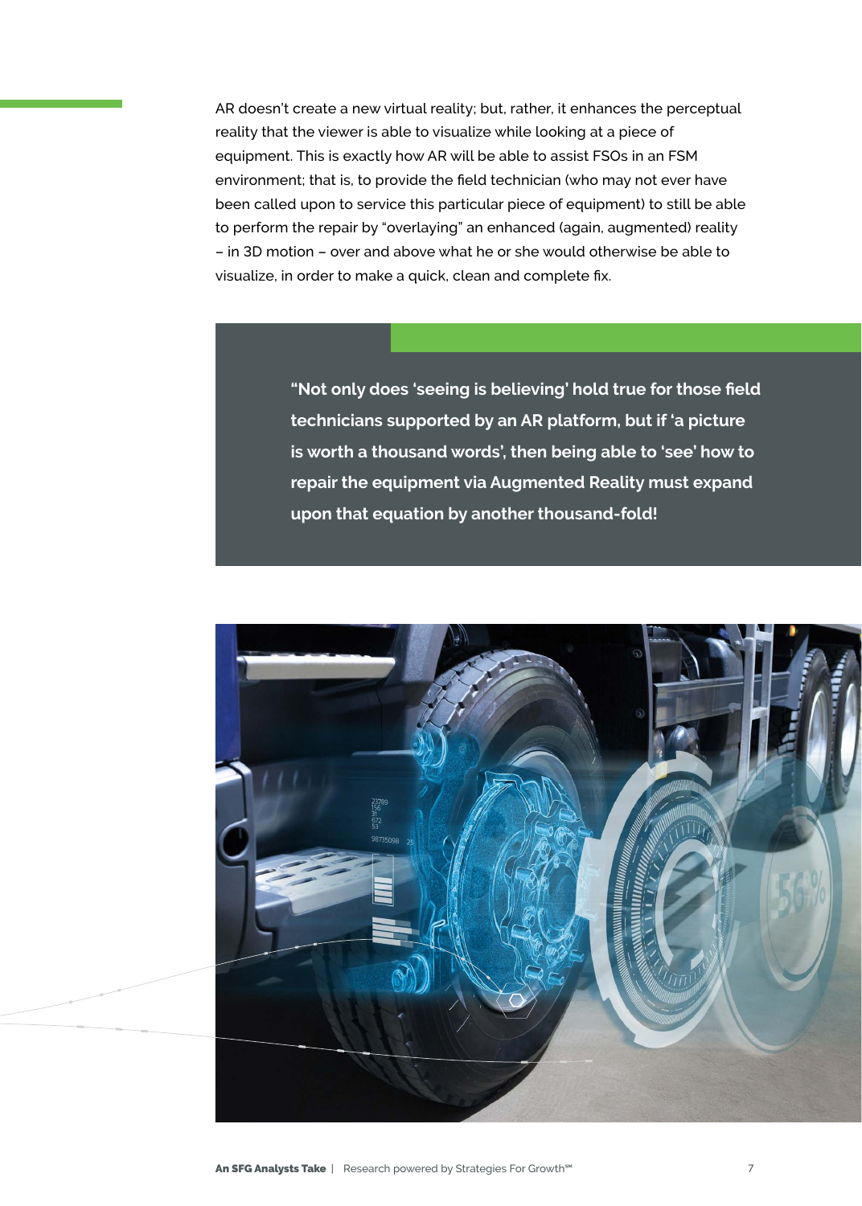AR doesn't create a new virtual reality; but, rather, it enhances the perceptual reality that the viewer is able to visualize while looking at a piece of equipment. This is exactly how AR will be able to assist FSOs in an FSM environment; that is, to provide the field technician (who may not ever have been called upon to service this particular piece of equipment) to still be able to perform the repair by "overlaying" an enhanced (again, augmented) reality – in 3D motion – over and above what he or she would otherwise be able to visualize, in order to make a quick, clean and complete fix.

> **"Not only does 'seeing is believing' hold true for those field technicians supported by an AR platform, but if 'a picture is worth a thousand words', then being able to 'see' how to repair the equipment via Augmented Reality must expand upon that equation by another thousand-fold!**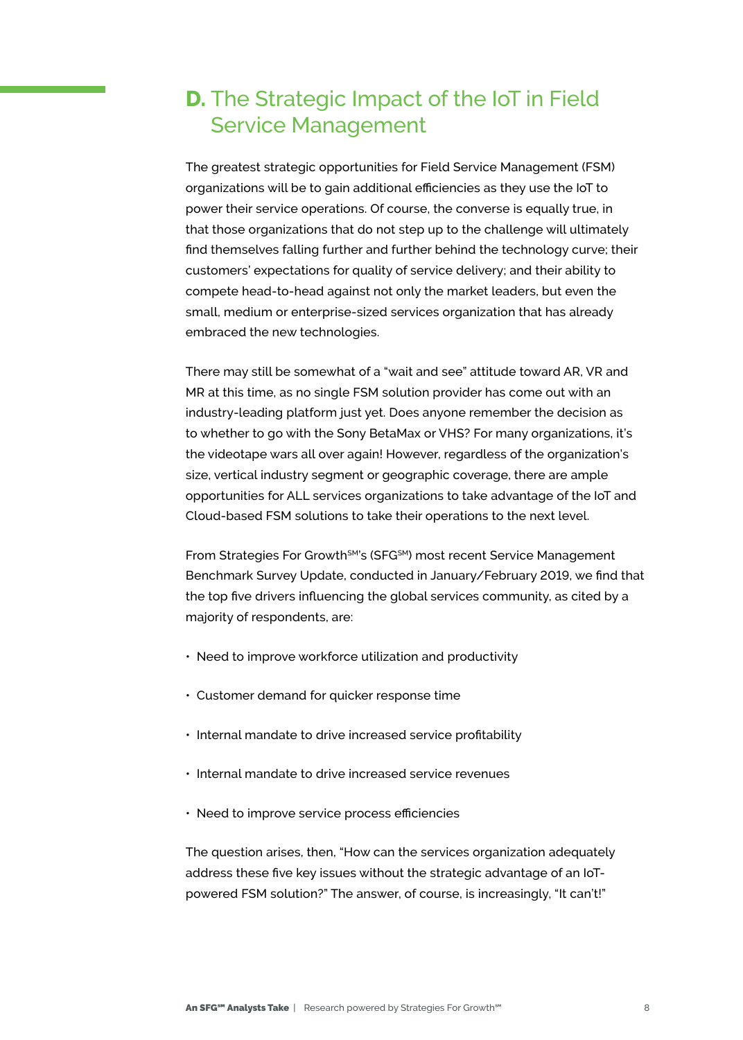## D. The Strategic Impact of the IoT in Field Service Management

The greatest strategic opportunities for Field Service Management (FSM) organizations will be to gain additional efficiencies as they use the IoT to power their service operations. Of course, the converse is equally true, in that those organizations that do not step up to the challenge will ultimately find themselves falling further and further behind the technology curve; their customers' expectations for quality of service delivery; and their ability to compete head-to-head against not only the market leaders, but even the small, medium or enterprise-sized services organization that has already embraced the new technologies.

There may still be somewhat of a "wait and see" attitude toward AR, VR and MR at this time, as no single FSM solution provider has come out with an industry-leading platform just yet. Does anyone remember the decision as to whether to go with the Sony BetaMax or VHS? For many organizations, it's the videotape wars all over again! However, regardless of the organization's size, vertical industry segment or geographic coverage, there are ample opportunities for ALL services organizations to take advantage of the IoT and Cloud-based FSM solutions to take their operations to the next level.

From Strategies For Growth℠'s (SFG℠) most recent Service Management Benchmark Survey Update, conducted in January/February 2019, we find that the top five drivers influencing the global services community, as cited by a majority of respondents, are:

- Need to improve workforce utilization and productivity
- Customer demand for quicker response time
- Internal mandate to drive increased service profitability
- Internal mandate to drive increased service revenues
- Need to improve service process efficiencies

The question arises, then, "How can the services organization adequately address these five key issues without the strategic advantage of an IoT-powered FSM solution?" The answer, of course, is increasingly, "It can't!"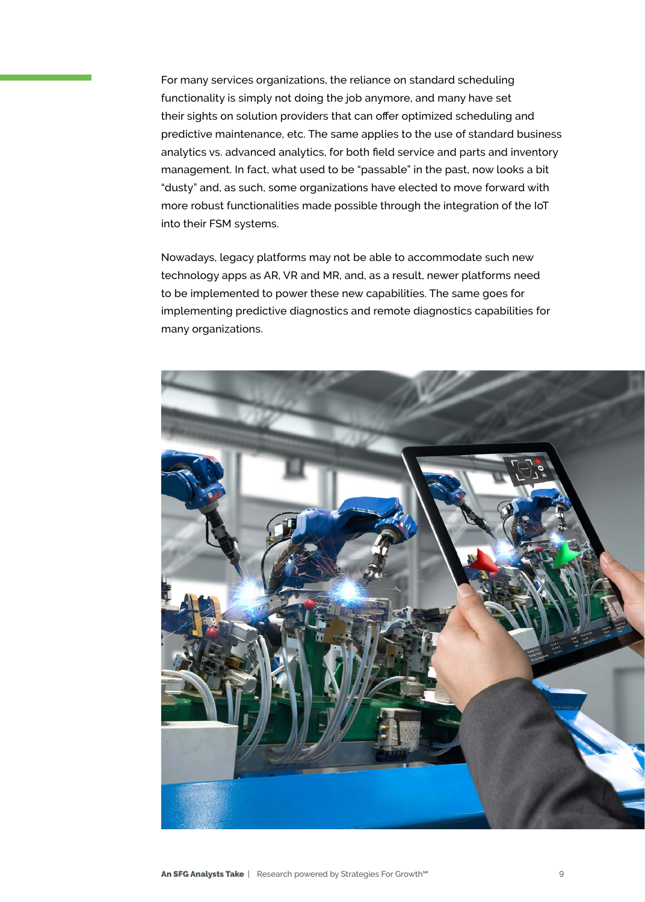For many services organizations, the reliance on standard scheduling functionality is simply not doing the job anymore, and many have set their sights on solution providers that can offer optimized scheduling and predictive maintenance, etc. The same applies to the use of standard business analytics vs. advanced analytics, for both field service and parts and inventory management. In fact, what used to be "passable" in the past, now looks a bit "dusty" and, as such, some organizations have elected to move forward with more robust functionalities made possible through the integration of the IoT into their FSM systems.

Nowadays, legacy platforms may not be able to accommodate such new technology apps as AR, VR and MR, and, as a result, newer platforms need to be implemented to power these new capabilities. The same goes for implementing predictive diagnostics and remote diagnostics capabilities for many organizations.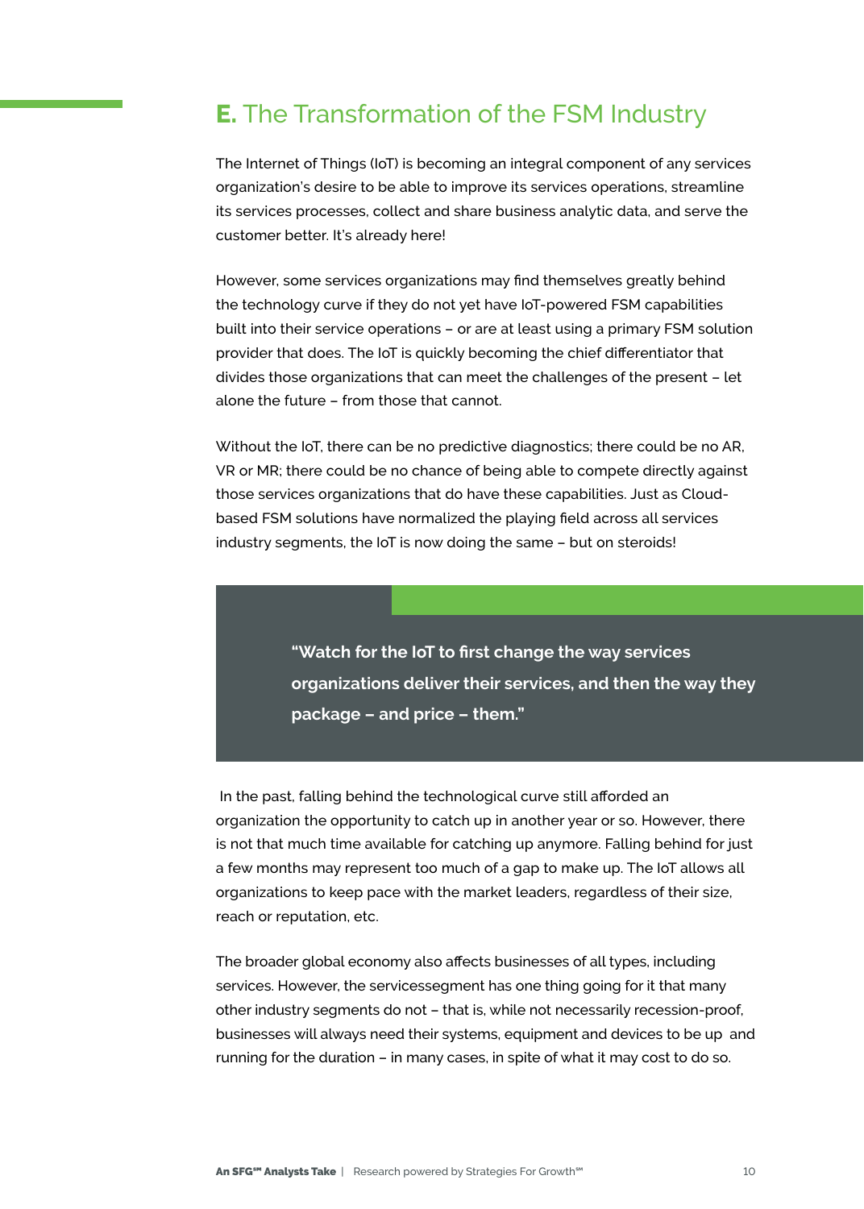## E. The Transformation of the FSM Industry

The Internet of Things (IoT) is becoming an integral component of any services organization's desire to be able to improve its services operations, streamline its services processes, collect and share business analytic data, and serve the customer better. It's already here!

However, some services organizations may find themselves greatly behind the technology curve if they do not yet have IoT-powered FSM capabilities built into their service operations – or are at least using a primary FSM solution provider that does. The IoT is quickly becoming the chief differentiator that divides those organizations that can meet the challenges of the present – let alone the future – from those that cannot.

Without the IoT, there can be no predictive diagnostics; there could be no AR, VR or MR; there could be no chance of being able to compete directly against those services organizations that do have these capabilities. Just as Cloud-based FSM solutions have normalized the playing field across all services industry segments, the IoT is now doing the same – but on steroids!

> **"Watch for the IoT to first change the way services organizations deliver their services, and then the way they package – and price – them."**

In the past, falling behind the technological curve still afforded an organization the opportunity to catch up in another year or so. However, there is not that much time available for catching up anymore. Falling behind for just a few months may represent too much of a gap to make up. The IoT allows all organizations to keep pace with the market leaders, regardless of their size, reach or reputation, etc.

The broader global economy also affects businesses of all types, including services. However, the servicessegment has one thing going for it that many other industry segments do not – that is, while not necessarily recession-proof, businesses will always need their systems, equipment and devices to be up and running for the duration – in many cases, in spite of what it may cost to do so.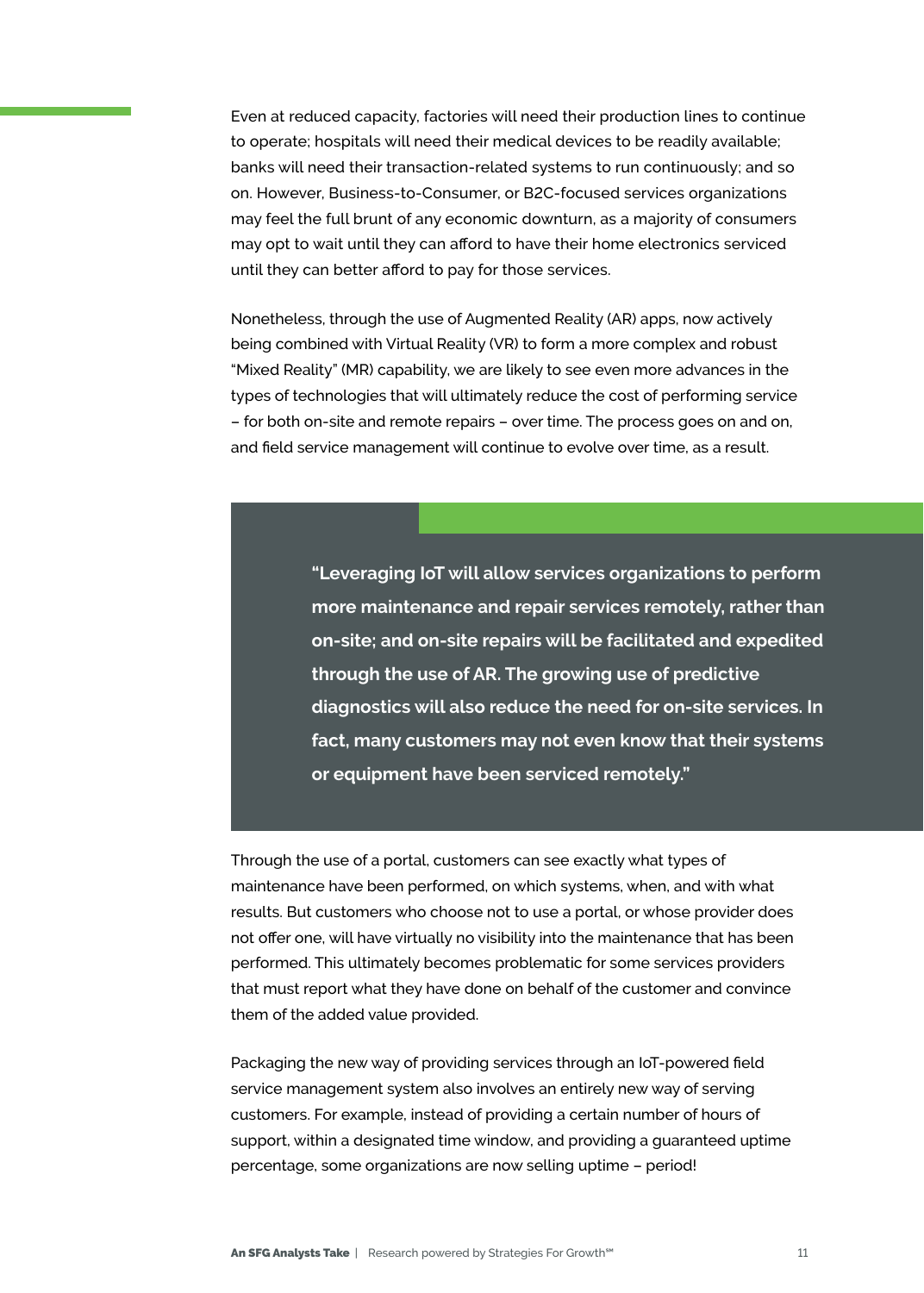Even at reduced capacity, factories will need their production lines to continue to operate; hospitals will need their medical devices to be readily available; banks will need their transaction-related systems to run continuously; and so on. However, Business-to-Consumer, or B2C-focused services organizations may feel the full brunt of any economic downturn, as a majority of consumers may opt to wait until they can afford to have their home electronics serviced until they can better afford to pay for those services.

Nonetheless, through the use of Augmented Reality (AR) apps, now actively being combined with Virtual Reality (VR) to form a more complex and robust "Mixed Reality" (MR) capability, we are likely to see even more advances in the types of technologies that will ultimately reduce the cost of performing service – for both on-site and remote repairs – over time. The process goes on and on, and field service management will continue to evolve over time, as a result.

> **"Leveraging IoT will allow services organizations to perform more maintenance and repair services remotely, rather than on-site; and on-site repairs will be facilitated and expedited through the use of AR. The growing use of predictive diagnostics will also reduce the need for on-site services. In fact, many customers may not even know that their systems or equipment have been serviced remotely."**

Through the use of a portal, customers can see exactly what types of maintenance have been performed, on which systems, when, and with what results. But customers who choose not to use a portal, or whose provider does not offer one, will have virtually no visibility into the maintenance that has been performed. This ultimately becomes problematic for some services providers that must report what they have done on behalf of the customer and convince them of the added value provided.

Packaging the new way of providing services through an IoT-powered field service management system also involves an entirely new way of serving customers. For example, instead of providing a certain number of hours of support, within a designated time window, and providing a guaranteed uptime percentage, some organizations are now selling uptime – period!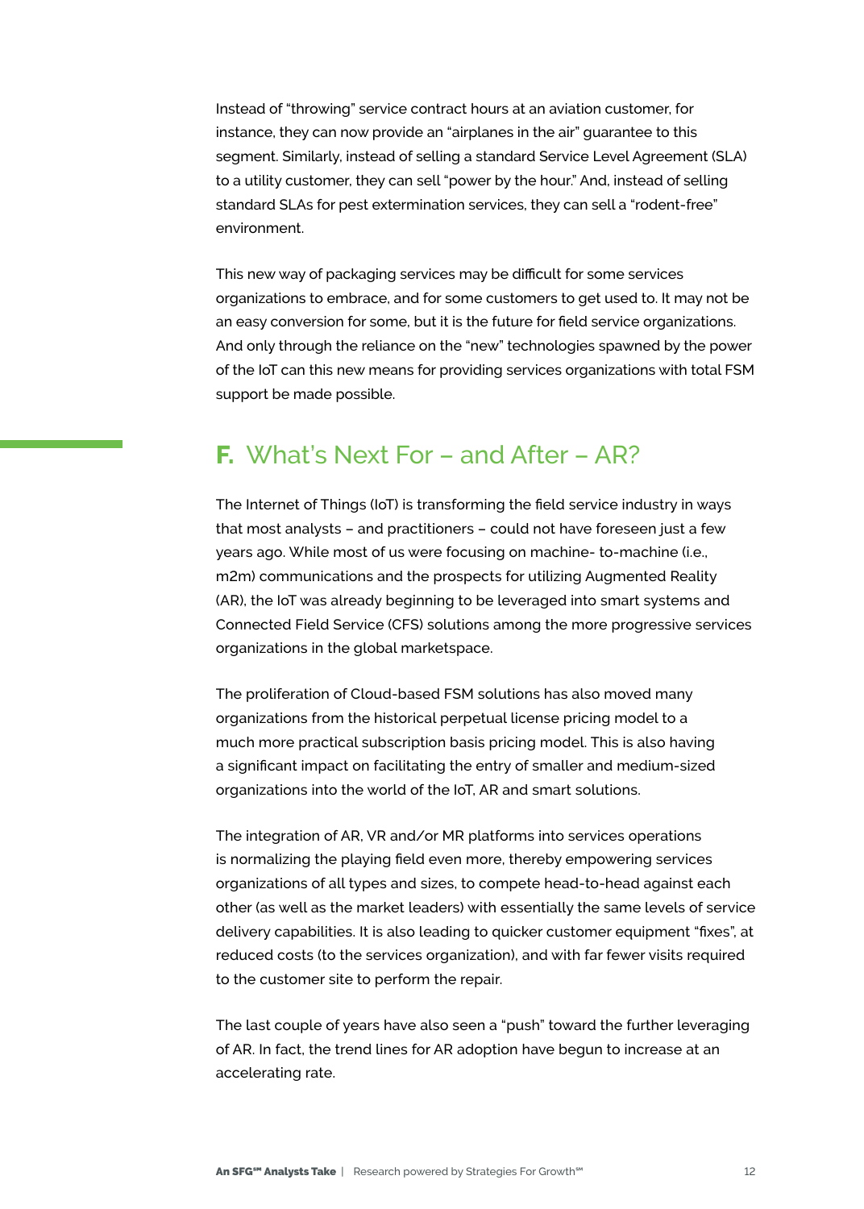Instead of "throwing" service contract hours at an aviation customer, for instance, they can now provide an "airplanes in the air" guarantee to this segment. Similarly, instead of selling a standard Service Level Agreement (SLA) to a utility customer, they can sell "power by the hour." And, instead of selling standard SLAs for pest extermination services, they can sell a "rodent-free" environment.

This new way of packaging services may be difficult for some services organizations to embrace, and for some customers to get used to. It may not be an easy conversion for some, but it is the future for field service organizations. And only through the reliance on the "new" technologies spawned by the power of the IoT can this new means for providing services organizations with total FSM support be made possible.

## F. What's Next For – and After – AR?

The Internet of Things (IoT) is transforming the field service industry in ways that most analysts – and practitioners – could not have foreseen just a few years ago. While most of us were focusing on machine- to-machine (i.e., m2m) communications and the prospects for utilizing Augmented Reality (AR), the IoT was already beginning to be leveraged into smart systems and Connected Field Service (CFS) solutions among the more progressive services organizations in the global marketspace.

The proliferation of Cloud-based FSM solutions has also moved many organizations from the historical perpetual license pricing model to a much more practical subscription basis pricing model. This is also having a significant impact on facilitating the entry of smaller and medium-sized organizations into the world of the IoT, AR and smart solutions.

The integration of AR, VR and/or MR platforms into services operations is normalizing the playing field even more, thereby empowering services organizations of all types and sizes, to compete head-to-head against each other (as well as the market leaders) with essentially the same levels of service delivery capabilities. It is also leading to quicker customer equipment "fixes", at reduced costs (to the services organization), and with far fewer visits required to the customer site to perform the repair.

The last couple of years have also seen a "push" toward the further leveraging of AR. In fact, the trend lines for AR adoption have begun to increase at an accelerating rate.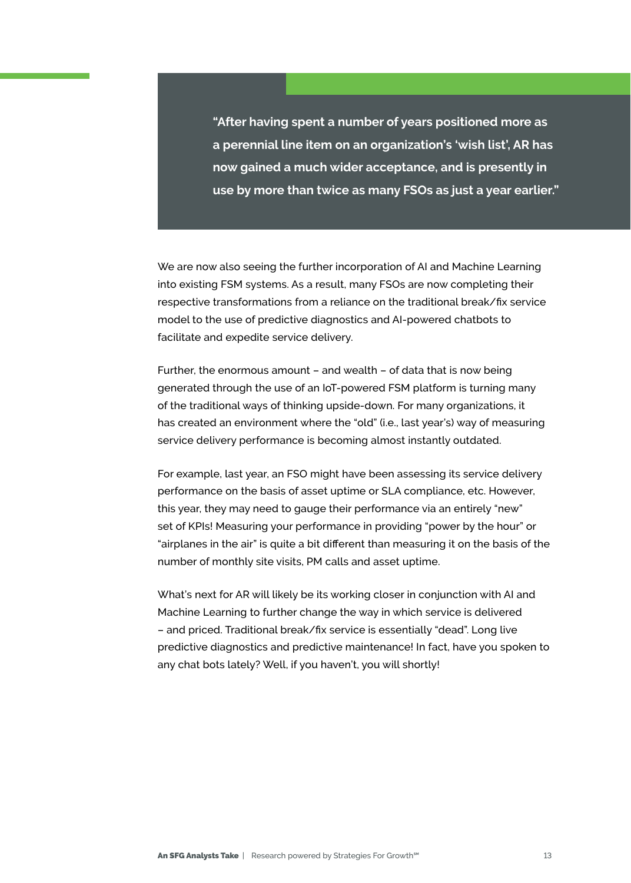> **"After having spent a number of years positioned more as a perennial line item on an organization's 'wish list', AR has now gained a much wider acceptance, and is presently in use by more than twice as many FSOs as just a year earlier."**

We are now also seeing the further incorporation of AI and Machine Learning into existing FSM systems. As a result, many FSOs are now completing their respective transformations from a reliance on the traditional break/fix service model to the use of predictive diagnostics and AI-powered chatbots to facilitate and expedite service delivery.

Further, the enormous amount – and wealth – of data that is now being generated through the use of an IoT-powered FSM platform is turning many of the traditional ways of thinking upside-down. For many organizations, it has created an environment where the "old" (i.e., last year's) way of measuring service delivery performance is becoming almost instantly outdated.

For example, last year, an FSO might have been assessing its service delivery performance on the basis of asset uptime or SLA compliance, etc. However, this year, they may need to gauge their performance via an entirely "new" set of KPIs! Measuring your performance in providing "power by the hour" or "airplanes in the air" is quite a bit different than measuring it on the basis of the number of monthly site visits, PM calls and asset uptime.

What's next for AR will likely be its working closer in conjunction with AI and Machine Learning to further change the way in which service is delivered – and priced. Traditional break/fix service is essentially "dead". Long live predictive diagnostics and predictive maintenance! In fact, have you spoken to any chat bots lately? Well, if you haven't, you will shortly!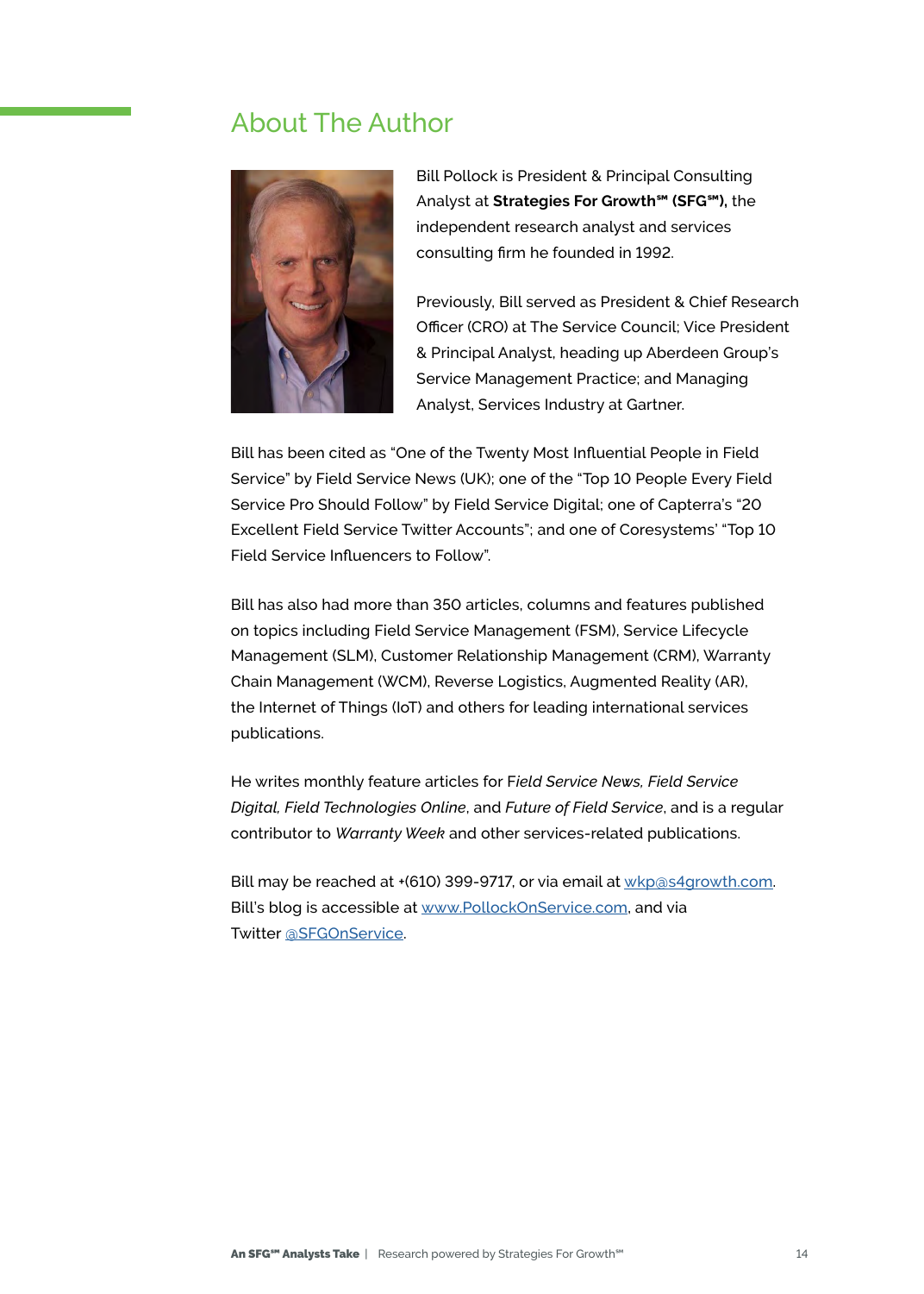## About The Author

Bill Pollock is President & Principal Consulting Analyst at **Strategies For Growth℠ (SFG℠),** the independent research analyst and services consulting firm he founded in 1992.

Previously, Bill served as President & Chief Research Officer (CRO) at The Service Council; Vice President & Principal Analyst, heading up Aberdeen Group's Service Management Practice; and Managing Analyst, Services Industry at Gartner.

Bill has been cited as "One of the Twenty Most Influential People in Field Service" by Field Service News (UK); one of the "Top 10 People Every Field Service Pro Should Follow" by Field Service Digital; one of Capterra's "20 Excellent Field Service Twitter Accounts"; and one of Coresystems' "Top 10 Field Service Influencers to Follow".

Bill has also had more than 350 articles, columns and features published on topics including Field Service Management (FSM), Service Lifecycle Management (SLM), Customer Relationship Management (CRM), Warranty Chain Management (WCM), Reverse Logistics, Augmented Reality (AR), the Internet of Things (IoT) and others for leading international services publications.

He writes monthly feature articles for F*ield Service News, Field Service Digital, Field Technologies Online*, and *Future of Field Service*, and is a regular contributor to *Warranty Week* and other services-related publications.

Bill may be reached at +(610) 399-9717, or via email at [wkp@s4growth.com](mailto:wkp@s4growth.com). Bill's blog is accessible at [www.PollockOnService.com](http://www.PollockOnService.com), and via Twitter [@SFGOnService](https://twitter.com/SFGOnService).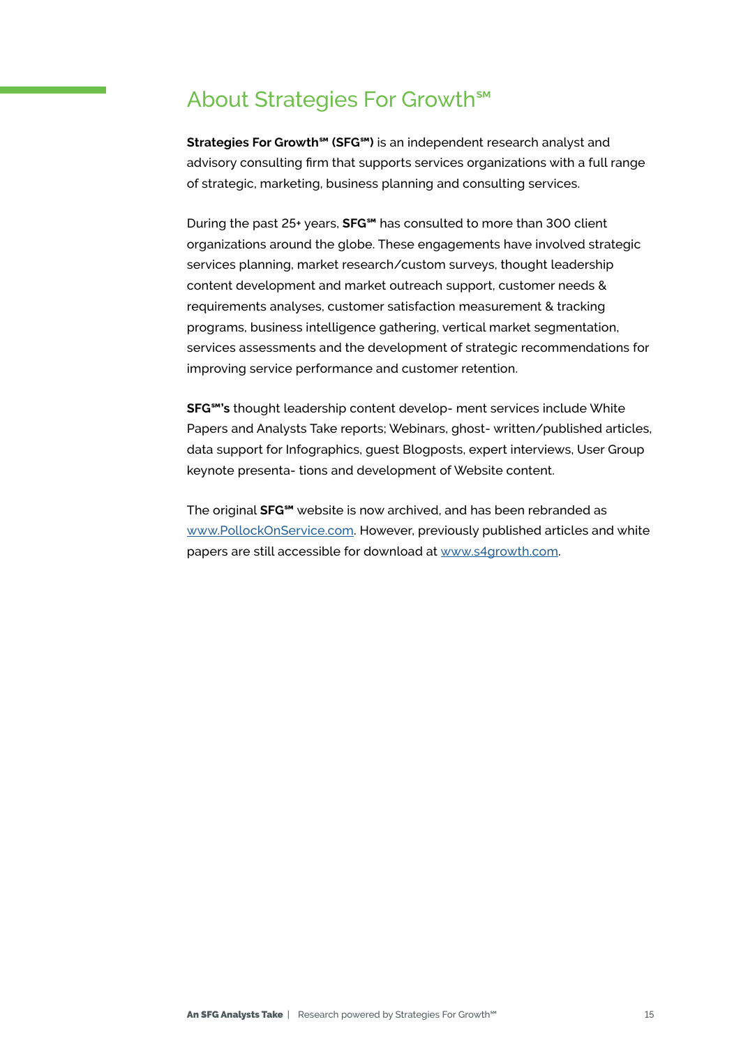# About Strategies For Growth℠

**Strategies For Growth℠ (SFG℠)** is an independent research analyst and advisory consulting firm that supports services organizations with a full range of strategic, marketing, business planning and consulting services.

During the past 25+ years, **SFG℠** has consulted to more than 300 client organizations around the globe. These engagements have involved strategic services planning, market research/custom surveys, thought leadership content development and market outreach support, customer needs & requirements analyses, customer satisfaction measurement & tracking programs, business intelligence gathering, vertical market segmentation, services assessments and the development of strategic recommendations for improving service performance and customer retention.

**SFG℠'s** thought leadership content develop- ment services include White Papers and Analysts Take reports; Webinars, ghost- written/published articles, data support for Infographics, guest Blogposts, expert interviews, User Group keynote presenta- tions and development of Website content.

The original **SFG℠** website is now archived, and has been rebranded as [www.PollockOnService.com](http://www.PollockOnService.com). However, previously published articles and white papers are still accessible for download at [www.s4growth.com](http://www.s4growth.com).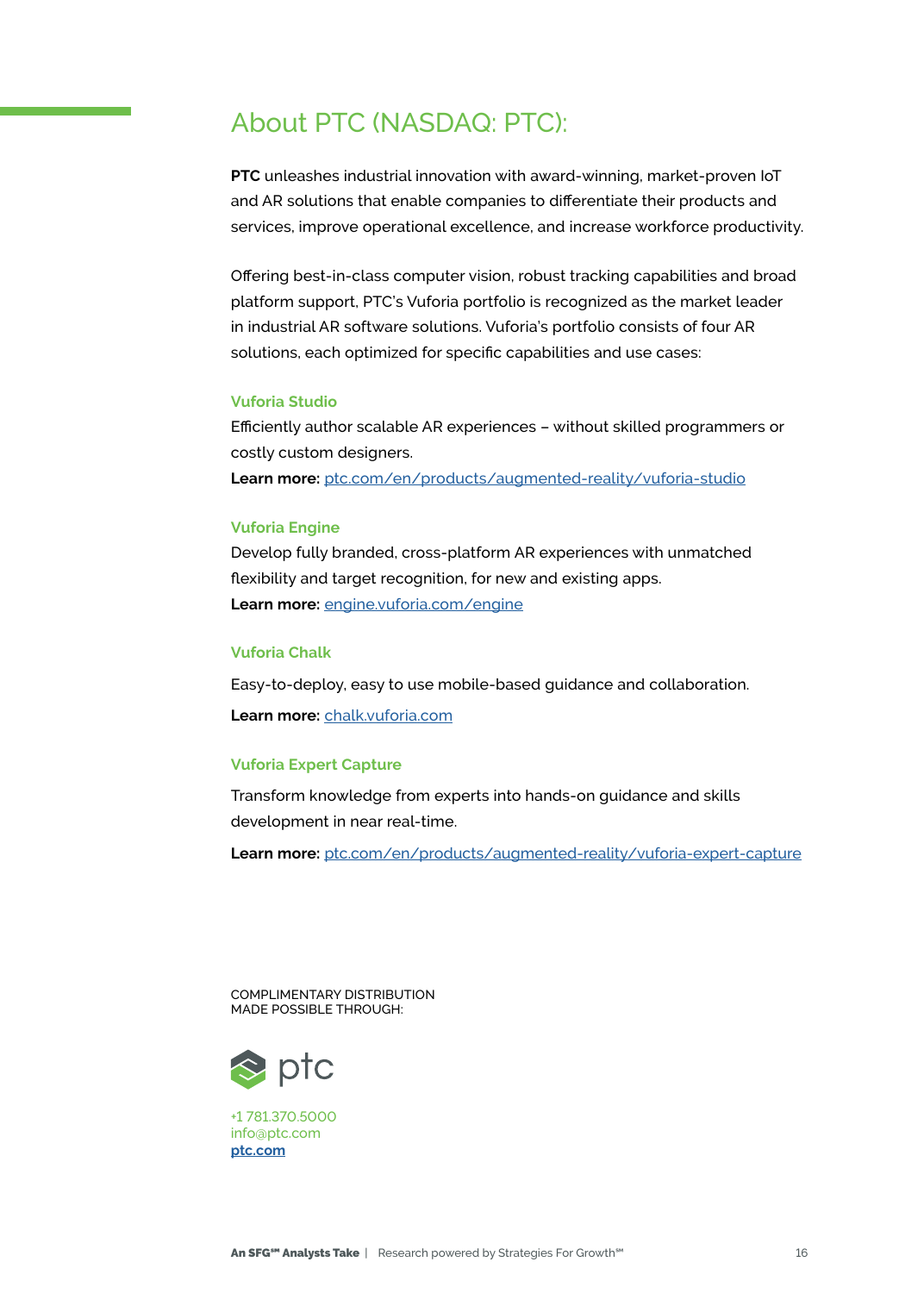## About PTC (NASDAQ: PTC):

**PTC** unleashes industrial innovation with award-winning, market-proven IoT and AR solutions that enable companies to differentiate their products and services, improve operational excellence, and increase workforce productivity.

Offering best-in-class computer vision, robust tracking capabilities and broad platform support, PTC's Vuforia portfolio is recognized as the market leader in industrial AR software solutions. Vuforia's portfolio consists of four AR solutions, each optimized for specific capabilities and use cases:

### Vuforia Studio

Efficiently author scalable AR experiences – without skilled programmers or costly custom designers.

**Learn more:** ptc.com/en/products/augmented-reality/vuforia-studio

### Vuforia Engine

Develop fully branded, cross-platform AR experiences with unmatched flexibility and target recognition, for new and existing apps.

**Learn more:** engine.vuforia.com/engine

### Vuforia Chalk

Easy-to-deploy, easy to use mobile-based guidance and collaboration.

**Learn more:** chalk.vuforia.com

### Vuforia Expert Capture

Transform knowledge from experts into hands-on guidance and skills development in near real-time.

**Learn more:** ptc.com/en/products/augmented-reality/vuforia-expert-capture

COMPLIMENTARY DISTRIBUTION
MADE POSSIBLE THROUGH:

ptc

+1 781.370.5000
info@ptc.com
**ptc.com**